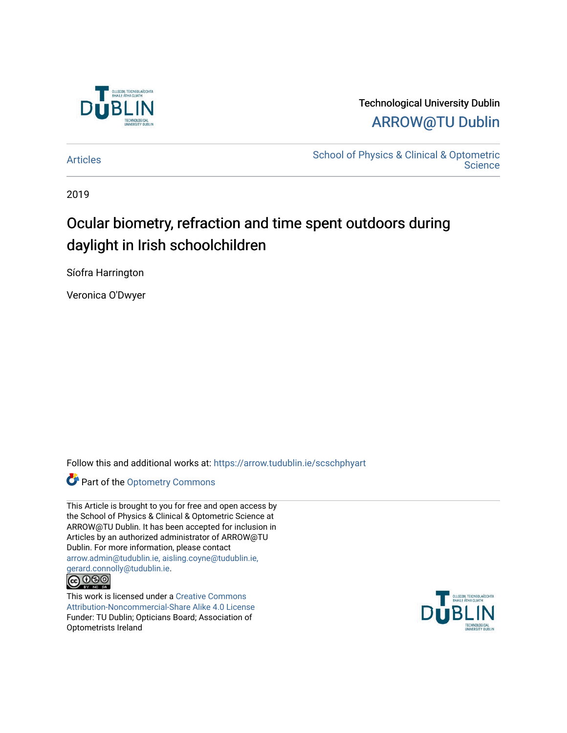Technological University Dublin

ARROW@TU Dublin

Articles

School of Physics & Clinical & Optometric Science

2019

# Ocular biometry, refraction and time spent outdoors during daylight in Irish schoolchildren

Síofra Harrington

Veronica O'Dwyer

Follow this and additional works at: https://arrow.tudublin.ie/scschphyart

Part of the Optometry Commons

This Article is brought to you for free and open access by the School of Physics & Clinical & Optometric Science at ARROW@TU Dublin. It has been accepted for inclusion in Articles by an authorized administrator of ARROW@TU Dublin. For more information, please contact arrow.admin@tudublin.ie, aisling.coyne@tudublin.ie, gerard.connolly@tudublin.ie.

This work is licensed under a Creative Commons Attribution-Noncommercial-Share Alike 4.0 License

Funder: TU Dublin; Opticians Board; Association of Optometrists Ireland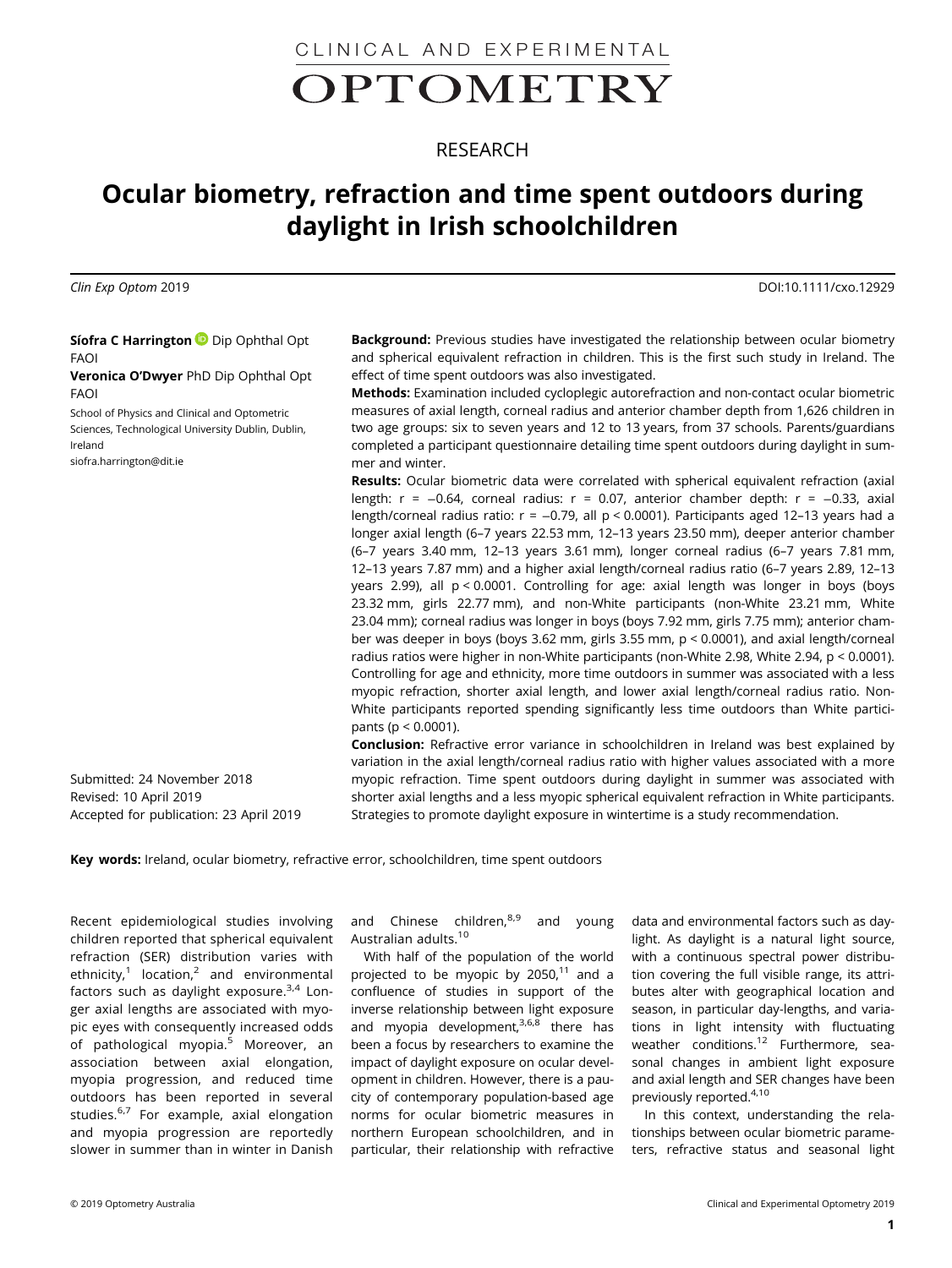CLINICAL AND EXPERIMENTAL

OPTOMETRY

RESEARCH

# Ocular biometry, refraction and time spent outdoors during daylight in Irish schoolchildren

*Clin Exp Optom* 2019 DOI:10.1111/cxo.12929

**Síofra C Harrington** Dip Ophthal Opt FAOI
**Veronica O'Dwyer** PhD Dip Ophthal Opt FAOI

School of Physics and Clinical and Optometric Sciences, Technological University Dublin, Dublin, Ireland
siofra.harrington@dit.ie

**Background:** Previous studies have investigated the relationship between ocular biometry and spherical equivalent refraction in children. This is the first such study in Ireland. The effect of time spent outdoors was also investigated.

**Methods:** Examination included cycloplegic autorefraction and non-contact ocular biometric measures of axial length, corneal radius and anterior chamber depth from 1,626 children in two age groups: six to seven years and 12 to 13 years, from 37 schools. Parents/guardians completed a participant questionnaire detailing time spent outdoors during daylight in summer and winter.

**Results:** Ocular biometric data were correlated with spherical equivalent refraction (axial length: $r = -0.64$, corneal radius: $r = 0.07$, anterior chamber depth: $r = -0.33$, axial length/corneal radius ratio: $r = -0.79$, all $p < 0.0001$). Participants aged 12–13 years had a longer axial length (6–7 years 22.53 mm, 12–13 years 23.50 mm), deeper anterior chamber (6–7 years 3.40 mm, 12–13 years 3.61 mm), longer corneal radius (6–7 years 7.81 mm, 12–13 years 7.87 mm) and a higher axial length/corneal radius ratio (6–7 years 2.89, 12–13 years 2.99), all $p < 0.0001$. Controlling for age: axial length was longer in boys (boys 23.32 mm, girls 22.77 mm), and non-White participants (non-White 23.21 mm, White 23.04 mm); corneal radius was longer in boys (boys 7.92 mm, girls 7.75 mm); anterior chamber was deeper in boys (boys 3.62 mm, girls 3.55 mm, $p < 0.0001$), and axial length/corneal radius ratios were higher in non-White participants (non-White 2.98, White 2.94, $p < 0.0001$). Controlling for age and ethnicity, more time outdoors in summer was associated with a less myopic refraction, shorter axial length, and lower axial length/corneal radius ratio. Non-White participants reported spending significantly less time outdoors than White participants ($p < 0.0001$).

**Conclusion:** Refractive error variance in schoolchildren in Ireland was best explained by variation in the axial length/corneal radius ratio with higher values associated with a more myopic refraction. Time spent outdoors during daylight in summer was associated with shorter axial lengths and a less myopic spherical equivalent refraction in White participants. Strategies to promote daylight exposure in wintertime is a study recommendation.

Submitted: 24 November 2018
Revised: 10 April 2019
Accepted for publication: 23 April 2019

**Key words:** Ireland, ocular biometry, refractive error, schoolchildren, time spent outdoors

Recent epidemiological studies involving children reported that spherical equivalent refraction (SER) distribution varies with ethnicity,[1] location,[2] and environmental factors such as daylight exposure.[3,4] Longer axial lengths are associated with myopic eyes with consequently increased odds of pathological myopia.[5] Moreover, an association between axial elongation, myopia progression, and reduced time outdoors has been reported in several studies.[6,7] For example, axial elongation and myopia progression are reportedly slower in summer than in winter in Danish and Chinese children,[8,9] and young Australian adults.[10]

With half of the population of the world projected to be myopic by 2050,[11] and a confluence of studies in support of the inverse relationship between light exposure and myopia development,[3,6,8] there has been a focus by researchers to examine the impact of daylight exposure on ocular development in children. However, there is a paucity of contemporary population-based age norms for ocular biometric measures in northern European schoolchildren, and in particular, their relationship with refractive data and environmental factors such as daylight. As daylight is a natural light source, with a continuous spectral power distribution covering the full visible range, its attributes alter with geographical location and season, in particular day-lengths, and variations in light intensity with fluctuating weather conditions.[12] Furthermore, seasonal changes in ambient light exposure and axial length and SER changes have been previously reported.[4,10]

In this context, understanding the relationships between ocular biometric parameters, refractive status and seasonal light

© 2019 Optometry Australia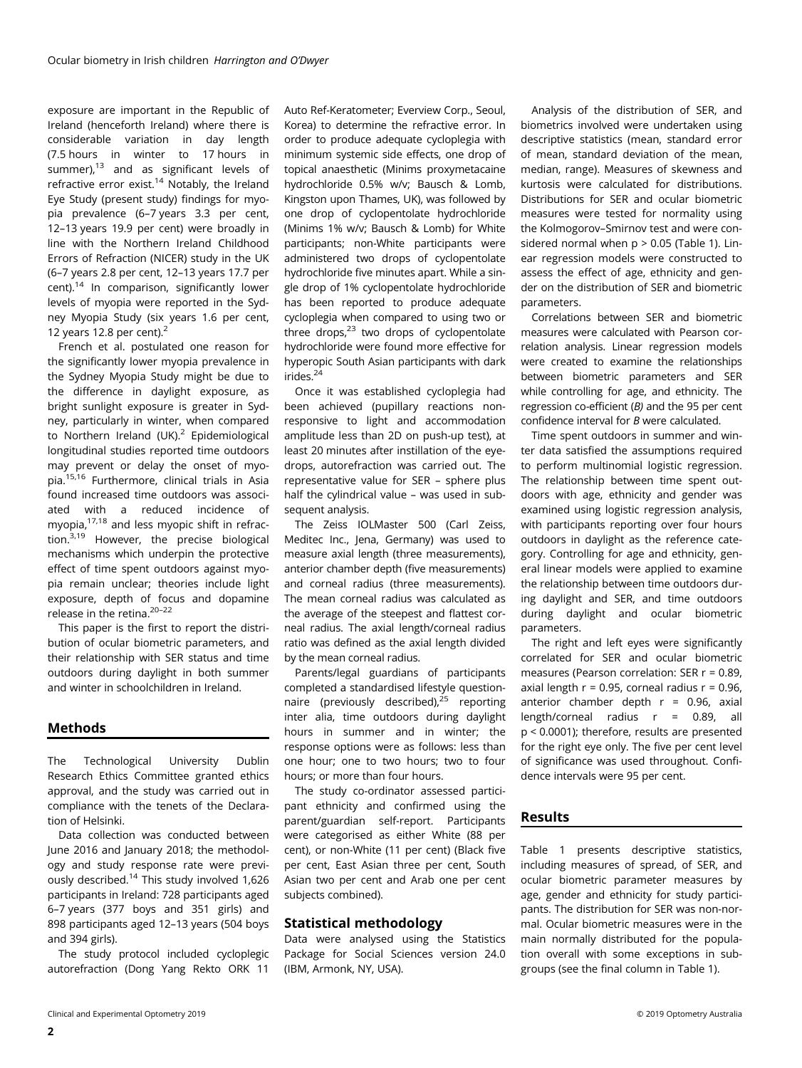exposure are important in the Republic of Ireland (henceforth Ireland) where there is considerable variation in day length (7.5 hours in winter to 17 hours in summer),[13] and as significant levels of refractive error exist.[14] Notably, the Ireland Eye Study (present study) findings for myopia prevalence (6–7 years 3.3 per cent, 12–13 years 19.9 per cent) were broadly in line with the Northern Ireland Childhood Errors of Refraction (NICER) study in the UK (6–7 years 2.8 per cent, 12–13 years 17.7 per cent).[14] In comparison, significantly lower levels of myopia were reported in the Sydney Myopia Study (six years 1.6 per cent, 12 years 12.8 per cent).[2]

French et al. postulated one reason for the significantly lower myopia prevalence in the Sydney Myopia Study might be due to the difference in daylight exposure, as bright sunlight exposure is greater in Sydney, particularly in winter, when compared to Northern Ireland (UK).[2] Epidemiological longitudinal studies reported time outdoors may prevent or delay the onset of myopia.[15,16] Furthermore, clinical trials in Asia found increased time outdoors was associated with a reduced incidence of myopia,[17,18] and less myopic shift in refraction.[3,19] However, the precise biological mechanisms which underpin the protective effect of time spent outdoors against myopia remain unclear; theories include light exposure, depth of focus and dopamine release in the retina.[20–22]

This paper is the first to report the distribution of ocular biometric parameters, and their relationship with SER status and time outdoors during daylight in both summer and winter in schoolchildren in Ireland.

## Methods

The Technological University Dublin Research Ethics Committee granted ethics approval, and the study was carried out in compliance with the tenets of the Declaration of Helsinki.

Data collection was conducted between June 2016 and January 2018; the methodology and study response rate were previously described.[14] This study involved 1,626 participants in Ireland: 728 participants aged 6–7 years (377 boys and 351 girls) and 898 participants aged 12–13 years (504 boys and 394 girls).

The study protocol included cycloplegic autorefraction (Dong Yang Rekto ORK 11 Auto Ref-Keratometer; Everview Corp., Seoul, Korea) to determine the refractive error. In order to produce adequate cycloplegia with minimum systemic side effects, one drop of topical anaesthetic (Minims proxymetacaine hydrochloride 0.5% w/v; Bausch & Lomb, Kingston upon Thames, UK), was followed by one drop of cyclopentolate hydrochloride (Minims 1% w/v; Bausch & Lomb) for White participants; non-White participants were administered two drops of cyclopentolate hydrochloride five minutes apart. While a single drop of 1% cyclopentolate hydrochloride has been reported to produce adequate cycloplegia when compared to using two or three drops,[23] two drops of cyclopentolate hydrochloride were found more effective for hyperopic South Asian participants with dark irides.[24]

Once it was established cycloplegia had been achieved (pupillary reactions non-responsive to light and accommodation amplitude less than 2D on push-up test), at least 20 minutes after instillation of the eyedrops, autorefraction was carried out. The representative value for SER – sphere plus half the cylindrical value – was used in subsequent analysis.

The Zeiss IOLMaster 500 (Carl Zeiss, Meditec Inc., Jena, Germany) was used to measure axial length (three measurements), anterior chamber depth (five measurements) and corneal radius (three measurements). The mean corneal radius was calculated as the average of the steepest and flattest corneal radius. The axial length/corneal radius ratio was defined as the axial length divided by the mean corneal radius.

Parents/legal guardians of participants completed a standardised lifestyle questionnaire (previously described),[25] reporting inter alia, time outdoors during daylight hours in summer and in winter; the response options were as follows: less than one hour; one to two hours; two to four hours; or more than four hours.

The study co-ordinator assessed participant ethnicity and confirmed using the parent/guardian self-report. Participants were categorised as either White (88 per cent), or non-White (11 per cent) (Black five per cent, East Asian three per cent, South Asian two per cent and Arab one per cent subjects combined).

### Statistical methodology

Data were analysed using the Statistics Package for Social Sciences version 24.0 (IBM, Armonk, NY, USA).

Analysis of the distribution of SER, and biometrics involved were undertaken using descriptive statistics (mean, standard error of mean, standard deviation of the mean, median, range). Measures of skewness and kurtosis were calculated for distributions. Distributions for SER and ocular biometric measures were tested for normality using the Kolmogorov–Smirnov test and were considered normal when $p > 0.05$ (Table 1). Linear regression models were constructed to assess the effect of age, ethnicity and gender on the distribution of SER and biometric parameters.

Correlations between SER and biometric measures were calculated with Pearson correlation analysis. Linear regression models were created to examine the relationships between biometric parameters and SER while controlling for age, and ethnicity. The regression co-efficient (*B*) and the 95 per cent confidence interval for *B* were calculated.

Time spent outdoors in summer and winter data satisfied the assumptions required to perform multinomial logistic regression. The relationship between time spent outdoors with age, ethnicity and gender was examined using logistic regression analysis, with participants reporting over four hours outdoors in daylight as the reference category. Controlling for age and ethnicity, general linear models were applied to examine the relationship between time outdoors during daylight and SER, and time outdoors during daylight and ocular biometric parameters.

The right and left eyes were significantly correlated for SER and ocular biometric measures (Pearson correlation: SER $r = 0.89$, axial length $r = 0.95$, corneal radius $r = 0.96$, anterior chamber depth $r = 0.96$, axial length/corneal radius $r = 0.89$, all $p < 0.0001$); therefore, results are presented for the right eye only. The five per cent level of significance was used throughout. Confidence intervals were 95 per cent.

## Results

Table 1 presents descriptive statistics, including measures of spread, of SER, and ocular biometric parameter measures by age, gender and ethnicity for study participants. The distribution for SER was non-normal. Ocular biometric measures were in the main normally distributed for the population overall with some exceptions in subgroups (see the final column in Table 1).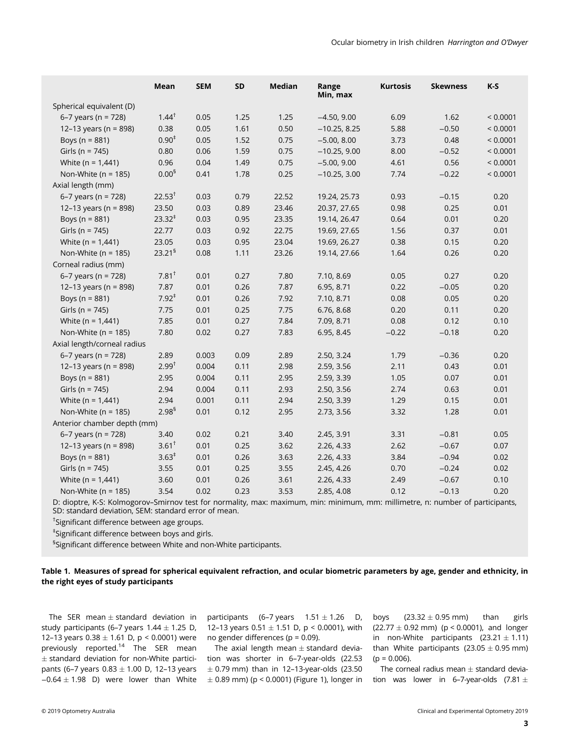| | Mean | SEM | SD | Median | Range Min, max | Kurtosis | Skewness | K-S |
|---|---|---|---|---|---|---|---|---|
| Spherical equivalent (D) | | | | | | | | |
| 6–7 years (n = 728) | 1.44[†] | 0.05 | 1.25 | 1.25 | −4.50, 9.00 | 6.09 | 1.62 | < 0.0001 |
| 12–13 years (n = 898) | 0.38 | 0.05 | 1.61 | 0.50 | −10.25, 8.25 | 5.88 | −0.50 | < 0.0001 |
| Boys (n = 881) | 0.90[‡] | 0.05 | 1.52 | 0.75 | −5.00, 8.00 | 3.73 | 0.48 | < 0.0001 |
| Girls (n = 745) | 0.80 | 0.06 | 1.59 | 0.75 | −10.25, 9.00 | 8.00 | −0.52 | < 0.0001 |
| White (n = 1,441) | 0.96 | 0.04 | 1.49 | 0.75 | −5.00, 9.00 | 4.61 | 0.56 | < 0.0001 |
| Non-White (n = 185) | 0.00[§] | 0.41 | 1.78 | 0.25 | −10.25, 3.00 | 7.74 | −0.22 | < 0.0001 |
| Axial length (mm) | | | | | | | | |
| 6–7 years (n = 728) | 22.53[†] | 0.03 | 0.79 | 22.52 | 19.24, 25.73 | 0.93 | −0.15 | 0.20 |
| 12–13 years (n = 898) | 23.50 | 0.03 | 0.89 | 23.46 | 20.37, 27.65 | 0.98 | 0.25 | 0.01 |
| Boys (n = 881) | 23.32[‡] | 0.03 | 0.95 | 23.35 | 19.14, 26.47 | 0.64 | 0.01 | 0.20 |
| Girls (n = 745) | 22.77 | 0.03 | 0.92 | 22.75 | 19.69, 27.65 | 1.56 | 0.37 | 0.01 |
| White (n = 1,441) | 23.05 | 0.03 | 0.95 | 23.04 | 19.69, 26.27 | 0.38 | 0.15 | 0.20 |
| Non-White (n = 185) | 23.21[§] | 0.08 | 1.11 | 23.26 | 19.14, 27.66 | 1.64 | 0.26 | 0.20 |
| Corneal radius (mm) | | | | | | | | |
| 6–7 years (n = 728) | 7.81[†] | 0.01 | 0.27 | 7.80 | 7.10, 8.69 | 0.05 | 0.27 | 0.20 |
| 12–13 years (n = 898) | 7.87 | 0.01 | 0.26 | 7.87 | 6.95, 8.71 | 0.22 | −0.05 | 0.20 |
| Boys (n = 881) | 7.92[‡] | 0.01 | 0.26 | 7.92 | 7.10, 8.71 | 0.08 | 0.05 | 0.20 |
| Girls (n = 745) | 7.75 | 0.01 | 0.25 | 7.75 | 6.76, 8.68 | 0.20 | 0.11 | 0.20 |
| White (n = 1,441) | 7.85 | 0.01 | 0.27 | 7.84 | 7.09, 8.71 | 0.08 | 0.12 | 0.10 |
| Non-White (n = 185) | 7.80 | 0.02 | 0.27 | 7.83 | 6.95, 8.45 | −0.22 | −0.18 | 0.20 |
| Axial length/corneal radius | | | | | | | | |
| 6–7 years (n = 728) | 2.89 | 0.003 | 0.09 | 2.89 | 2.50, 3.24 | 1.79 | −0.36 | 0.20 |
| 12–13 years (n = 898) | 2.99[†] | 0.004 | 0.11 | 2.98 | 2.59, 3.56 | 2.11 | 0.43 | 0.01 |
| Boys (n = 881) | 2.95 | 0.004 | 0.11 | 2.95 | 2.59, 3.39 | 1.05 | 0.07 | 0.01 |
| Girls (n = 745) | 2.94 | 0.004 | 0.11 | 2.93 | 2.50, 3.56 | 2.74 | 0.63 | 0.01 |
| White (n = 1,441) | 2.94 | 0.001 | 0.11 | 2.94 | 2.50, 3.39 | 1.29 | 0.15 | 0.01 |
| Non-White (n = 185) | 2.98[§] | 0.01 | 0.12 | 2.95 | 2.73, 3.56 | 3.32 | 1.28 | 0.01 |
| Anterior chamber depth (mm) | | | | | | | | |
| 6–7 years (n = 728) | 3.40 | 0.02 | 0.21 | 3.40 | 2.45, 3.91 | 3.31 | −0.81 | 0.05 |
| 12–13 years (n = 898) | 3.61[†] | 0.01 | 0.25 | 3.62 | 2.26, 4.33 | 2.62 | −0.67 | 0.07 |
| Boys (n = 881) | 3.63[‡] | 0.01 | 0.26 | 3.63 | 2.26, 4.33 | 3.84 | −0.94 | 0.02 |
| Girls (n = 745) | 3.55 | 0.01 | 0.25 | 3.55 | 2.45, 4.26 | 0.70 | −0.24 | 0.02 |
| White (n = 1,441) | 3.60 | 0.01 | 0.26 | 3.61 | 2.26, 4.33 | 2.49 | −0.67 | 0.10 |
| Non-White (n = 185) | 3.54 | 0.02 | 0.23 | 3.53 | 2.85, 4.08 | 0.12 | −0.13 | 0.20 |

D: dioptre, K-S: Kolmogorov–Smirnov test for normality, max: maximum, min: minimum, mm: millimetre, n: number of participants, SD: standard deviation, SEM: standard error of mean.

[†]Significant difference between age groups.

[‡]Significant difference between boys and girls.

[§]Significant difference between White and non-White participants.

**Table 1. Measures of spread for spherical equivalent refraction, and ocular biometric parameters by age, gender and ethnicity, in the right eyes of study participants**

The SER mean ± standard deviation in study participants (6–7 years 1.44 ± 1.25 D, 12–13 years 0.38 ± 1.61 D, $p < 0.0001$) were previously reported.[14] The SER mean ± standard deviation for non-White participants (6–7 years 0.83 ± 1.00 D, 12–13 years −0.64 ± 1.98 D) were lower than White participants (6–7 years 1.51 ± 1.26 D, 12–13 years 0.51 ± 1.51 D, $p < 0.0001$), with no gender differences ($p = 0.09$).

The axial length mean ± standard deviation was shorter in 6–7-year-olds (22.53 ± 0.79 mm) than in 12–13-year-olds (23.50 ± 0.89 mm) ($p < 0.0001$) (Figure 1), longer in boys (23.32 ± 0.95 mm) than girls (22.77 ± 0.92 mm) ($p < 0.0001$), and longer in non-White participants (23.21 ± 1.11) than White participants (23.05 ± 0.95 mm) ($p = 0.006$).

The corneal radius mean ± standard deviation was lower in 6–7-year-olds (7.81 ±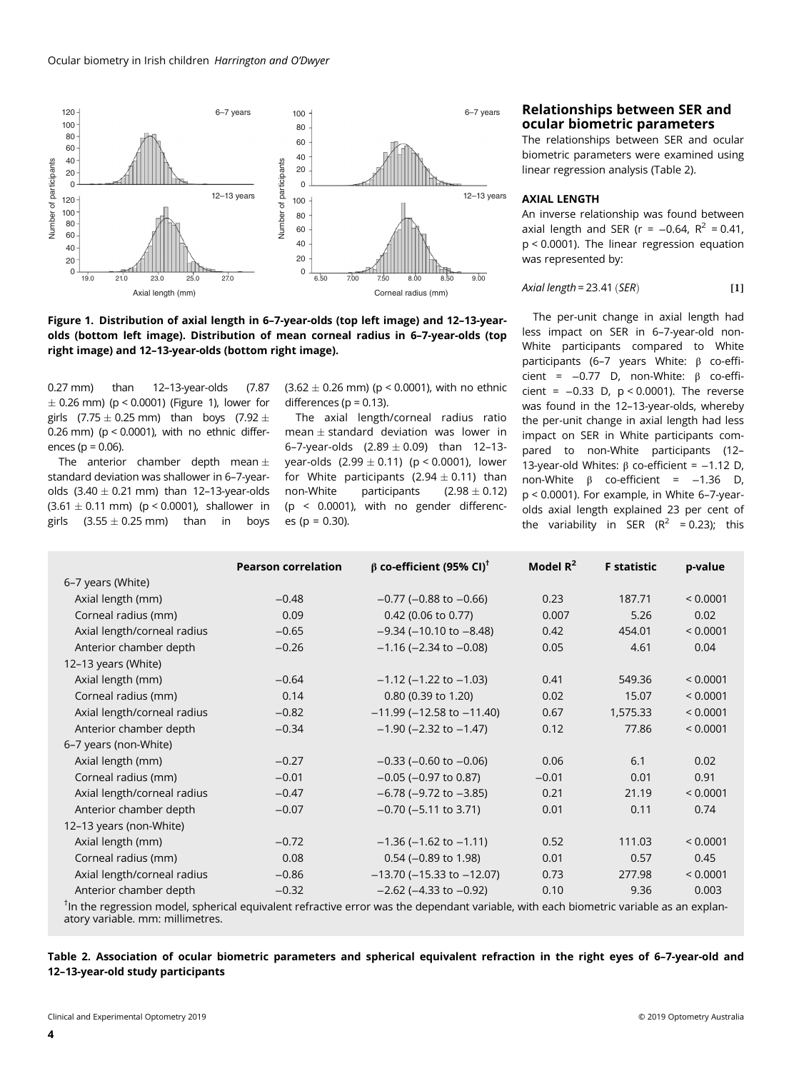Figure 1. Distribution of axial length in 6–7-year-olds (top left image) and 12–13-year-olds (bottom left image). Distribution of mean corneal radius in 6–7-year-olds (top right image) and 12–13-year-olds (bottom right image).

0.27 mm) than 12–13-year-olds (7.87 ± 0.26 mm) ($p < 0.0001$) (Figure 1), lower for girls (7.75 ± 0.25 mm) than boys (7.92 ± 0.26 mm) ($p < 0.0001$), with no ethnic differences ($p = 0.06$).

The anterior chamber depth mean ± standard deviation was shallower in 6–7-year-olds (3.40 ± 0.21 mm) than 12–13-year-olds (3.61 ± 0.11 mm) ($p < 0.0001$), shallower in girls (3.55 ± 0.25 mm) than in boys (3.62 ± 0.26 mm) ($p < 0.0001$), with no ethnic differences ($p = 0.13$).

The axial length/corneal radius ratio mean ± standard deviation was lower in 6–7-year-olds (2.89 ± 0.09) than 12–13-year-olds (2.99 ± 0.11) ($p < 0.0001$), lower for White participants (2.94 ± 0.11) than non-White participants (2.98 ± 0.12) ($p < 0.0001$), with no gender differences ($p = 0.30$).

## Relationships between SER and ocular biometric parameters

The relationships between SER and ocular biometric parameters were examined using linear regression analysis (Table 2).

### AXIAL LENGTH

An inverse relationship was found between axial length and SER ($r = -0.64$, $R^2 = 0.41$, $p < 0.0001$). The linear regression equation was represented by:

$$\textit{Axial length} = 23.41\,(\textit{SER}) \qquad [1]$$

The per-unit change in axial length had less impact on SER in 6–7-year-old non-White participants compared to White participants (6–7 years White: β co-efficient = −0.77 D, non-White: β co-efficient = −0.33 D, $p < 0.0001$). The reverse was found in the 12–13-year-olds, whereby the per-unit change in axial length had less impact on SER in White participants compared to non-White participants (12–13-year-old Whites: β co-efficient = −1.12 D, non-White β co-efficient = −1.36 D, $p < 0.0001$). For example, in White 6–7-year-olds axial length explained 23 per cent of the variability in SER ($R^2 = 0.23$); this

| | Pearson correlation | β co-efficient (95% CI)† | Model $R^2$ | F statistic | p-value |
|---|---|---|---|---|---|
| 6–7 years (White) | | | | | |
| Axial length (mm) | −0.48 | −0.77 (−0.88 to −0.66) | 0.23 | 187.71 | < 0.0001 |
| Corneal radius (mm) | 0.09 | 0.42 (0.06 to 0.77) | 0.007 | 5.26 | 0.02 |
| Axial length/corneal radius | −0.65 | −9.34 (−10.10 to −8.48) | 0.42 | 454.01 | < 0.0001 |
| Anterior chamber depth | −0.26 | −1.16 (−2.34 to −0.08) | 0.05 | 4.61 | 0.04 |
| 12–13 years (White) | | | | | |
| Axial length (mm) | −0.64 | −1.12 (−1.22 to −1.03) | 0.41 | 549.36 | < 0.0001 |
| Corneal radius (mm) | 0.14 | 0.80 (0.39 to 1.20) | 0.02 | 15.07 | < 0.0001 |
| Axial length/corneal radius | −0.82 | −11.99 (−12.58 to −11.40) | 0.67 | 1,575.33 | < 0.0001 |
| Anterior chamber depth | −0.34 | −1.90 (−2.32 to −1.47) | 0.12 | 77.86 | < 0.0001 |
| 6–7 years (non-White) | | | | | |
| Axial length (mm) | −0.27 | −0.33 (−0.60 to −0.06) | 0.06 | 6.1 | 0.02 |
| Corneal radius (mm) | −0.01 | −0.05 (−0.97 to 0.87) | −0.01 | 0.01 | 0.91 |
| Axial length/corneal radius | −0.47 | −6.78 (−9.72 to −3.85) | 0.21 | 21.19 | < 0.0001 |
| Anterior chamber depth | −0.07 | −0.70 (−5.11 to 3.71) | 0.01 | 0.11 | 0.74 |
| 12–13 years (non-White) | | | | | |
| Axial length (mm) | −0.72 | −1.36 (−1.62 to −1.11) | 0.52 | 111.03 | < 0.0001 |
| Corneal radius (mm) | 0.08 | 0.54 (−0.89 to 1.98) | 0.01 | 0.57 | 0.45 |
| Axial length/corneal radius | −0.86 | −13.70 (−15.33 to −12.07) | 0.73 | 277.98 | < 0.0001 |
| Anterior chamber depth | −0.32 | −2.62 (−4.33 to −0.92) | 0.10 | 9.36 | 0.003 |

†In the regression model, spherical equivalent refractive error was the dependant variable, with each biometric variable as an explanatory variable. mm: millimetres.

**Table 2. Association of ocular biometric parameters and spherical equivalent refraction in the right eyes of 6–7-year-old and 12–13-year-old study participants**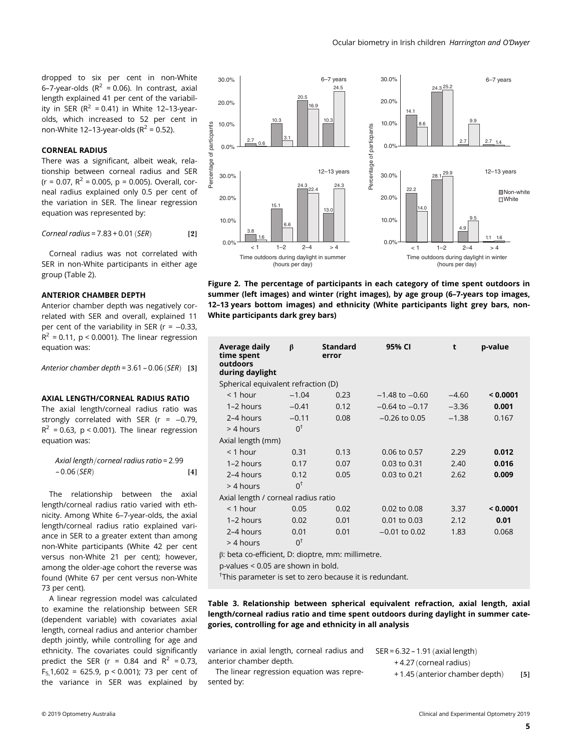dropped to six per cent in non-White 6–7-year-olds ($R^2$ = 0.06). In contrast, axial length explained 41 per cent of the variability in SER ($R^2$ = 0.41) in White 12–13-year-olds, which increased to 52 per cent in non-White 12–13-year-olds ($R^2$ = 0.52).

### CORNEAL RADIUS

There was a significant, albeit weak, relationship between corneal radius and SER (r = 0.07, $R^2$ = 0.005, p = 0.005). Overall, corneal radius explained only 0.5 per cent of the variation in SER. The linear regression equation was represented by:

$$\textit{Corneal radius} = 7.83 + 0.01\,(\textit{SER}) \qquad [2]$$

Corneal radius was not correlated with SER in non-White participants in either age group (Table 2).

### ANTERIOR CHAMBER DEPTH

Anterior chamber depth was negatively correlated with SER and overall, explained 11 per cent of the variability in SER (r = –0.33, $R^2$ = 0.11, p < 0.0001). The linear regression equation was:

$$\textit{Anterior chamber depth} = 3.61 - 0.06\,(\textit{SER}) \qquad [3]$$

### AXIAL LENGTH/CORNEAL RADIUS RATIO

The axial length/corneal radius ratio was strongly correlated with SER (r = –0.79, $R^2$ = 0.63, p < 0.001). The linear regression equation was:

$$\textit{Axial length/corneal radius ratio} = 2.99 - 0.06\,(\textit{SER}) \qquad [4]$$

The relationship between the axial length/corneal radius ratio varied with ethnicity. Among White 6–7-year-olds, the axial length/corneal radius ratio explained variance in SER to a greater extent than among non-White participants (White 42 per cent versus non-White 21 per cent); however, among the older-age cohort the reverse was found (White 67 per cent versus non-White 73 per cent).

A linear regression model was calculated to examine the relationship between SER (dependent variable) with covariates axial length, corneal radius and anterior chamber depth jointly, while controlling for age and ethnicity. The covariates could significantly predict the SER (r = 0.84 and $R^2$ = 0.73, $F_{5,1602}$ = 625.9, p < 0.001); 73 per cent of the variance in SER was explained by variance in axial length, corneal radius and anterior chamber depth.

The linear regression equation was represented by:

$$\text{SER} = 6.32 - 1.91\,(\text{axial length}) + 4.27\,(\text{corneal radius}) + 1.45\,(\text{anterior chamber depth}) \qquad [5]$$

**Figure 2. The percentage of participants in each category of time spent outdoors in summer (left images) and winter (right images), by age group (6–7-years top images, 12–13 years bottom images) and ethnicity (White participants light grey bars, non-White participants dark grey bars)**

| Average daily time spent outdoors during daylight | β | Standard error | 95% CI | t | p-value |
|---|---|---|---|---|---|
| Spherical equivalent refraction (D) | | | | | |
| < 1 hour | −1.04 | 0.23 | −1.48 to −0.60 | −4.60 | **< 0.0001** |
| 1–2 hours | −0.41 | 0.12 | −0.64 to −0.17 | −3.36 | **0.001** |
| 2–4 hours | −0.11 | 0.08 | −0.26 to 0.05 | −1.38 | 0.167 |
| > 4 hours | 0[†] | | | | |
| Axial length (mm) | | | | | |
| < 1 hour | 0.31 | 0.13 | 0.06 to 0.57 | 2.29 | **0.012** |
| 1–2 hours | 0.17 | 0.07 | 0.03 to 0.31 | 2.40 | **0.016** |
| 2–4 hours | 0.12 | 0.05 | 0.03 to 0.21 | 2.62 | **0.009** |
| > 4 hours | 0[†] | | | | |
| Axial length / corneal radius ratio | | | | | |
| < 1 hour | 0.05 | 0.02 | 0.02 to 0.08 | 3.37 | **< 0.0001** |
| 1–2 hours | 0.02 | 0.01 | 0.01 to 0.03 | 2.12 | **0.01** |
| 2–4 hours | 0.01 | 0.01 | −0.01 to 0.02 | 1.83 | 0.068 |
| > 4 hours | 0[†] | | | | |

β: beta co-efficient, D: dioptre, mm: millimetre.

p-values < 0.05 are shown in bold.

[†]This parameter is set to zero because it is redundant.

**Table 3. Relationship between spherical equivalent refraction, axial length, axial length/corneal radius ratio and time spent outdoors during daylight in summer categories, controlling for age and ethnicity in all analysis**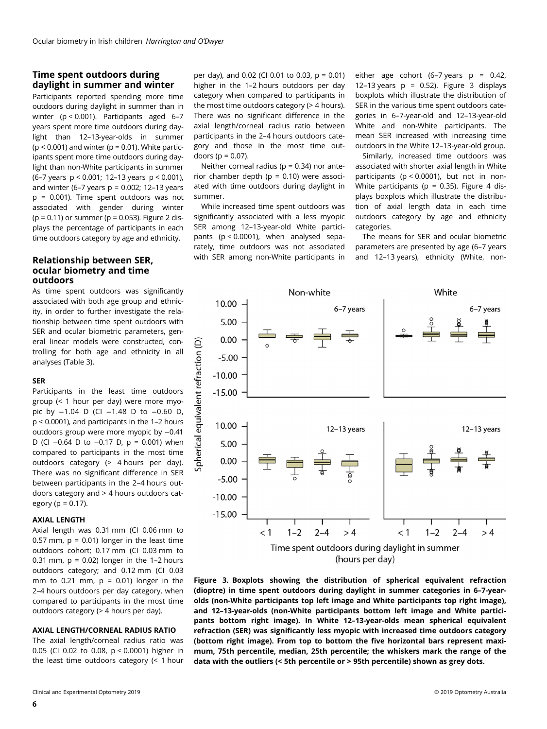## Time spent outdoors during daylight in summer and winter

Participants reported spending more time outdoors during daylight in summer than in winter ($p < 0.001$). Participants aged 6–7 years spent more time outdoors during daylight than 12–13-year-olds in summer ($p < 0.001$) and winter ($p = 0.01$). White participants spent more time outdoors during daylight than non-White participants in summer (6–7 years $p < 0.001$; 12–13 years $p < 0.001$), and winter (6–7 years $p = 0.002$; 12–13 years $p = 0.001$). Time spent outdoors was not associated with gender during winter ($p = 0.11$) or summer ($p = 0.053$). Figure 2 displays the percentage of participants in each time outdoors category by age and ethnicity.

## Relationship between SER, ocular biometry and time outdoors

As time spent outdoors was significantly associated with both age group and ethnicity, in order to further investigate the relationship between time spent outdoors with SER and ocular biometric parameters, general linear models were constructed, controlling for both age and ethnicity in all analyses (Table 3).

### SER

Participants in the least time outdoors group (< 1 hour per day) were more myopic by −1.04 D (CI −1.48 D to −0.60 D, $p < 0.0001$), and participants in the 1–2 hours outdoors group were more myopic by −0.41 D (CI −0.64 D to −0.17 D, $p = 0.001$) when compared to participants in the most time outdoors category (> 4 hours per day). There was no significant difference in SER between participants in the 2–4 hours outdoors category and > 4 hours outdoors category ($p = 0.17$).

### AXIAL LENGTH

Axial length was 0.31 mm (CI 0.06 mm to 0.57 mm, $p = 0.01$) longer in the least time outdoors cohort; 0.17 mm (CI 0.03 mm to 0.31 mm, $p = 0.02$) longer in the 1–2 hours outdoors category; and 0.12 mm (CI 0.03 mm to 0.21 mm, $p = 0.01$) longer in the 2–4 hours outdoors per day category, when compared to participants in the most time outdoors category (> 4 hours per day).

### AXIAL LENGTH/CORNEAL RADIUS RATIO

The axial length/corneal radius ratio was 0.05 (CI 0.02 to 0.08, $p < 0.0001$) higher in the least time outdoors category (< 1 hour per day), and 0.02 (CI 0.01 to 0.03, $p = 0.01$) higher in the 1–2 hours outdoors per day category when compared to participants in the most time outdoors category (> 4 hours). There was no significant difference in the axial length/corneal radius ratio between participants in the 2–4 hours outdoors category and those in the most time outdoors ($p = 0.07$).

Neither corneal radius ($p = 0.34$) nor anterior chamber depth ($p = 0.10$) were associated with time outdoors during daylight in summer.

While increased time spent outdoors was significantly associated with a less myopic SER among 12–13-year-old White participants ($p < 0.0001$), when analysed separately, time outdoors was not associated with SER among non-White participants in either age cohort (6–7 years $p = 0.42$, 12–13 years $p = 0.52$). Figure 3 displays boxplots which illustrate the distribution of SER in the various time spent outdoors categories in 6–7-year-old and 12–13-year-old White and non-White participants. The mean SER increased with increasing time outdoors in the White 12–13-year-old group.

Similarly, increased time outdoors was associated with shorter axial length in White participants ($p < 0.0001$), but not in non-White participants ($p = 0.35$). Figure 4 displays boxplots which illustrate the distribution of axial length data in each time outdoors category by age and ethnicity categories.

The means for SER and ocular biometric parameters are presented by age (6–7 years and 12–13 years), ethnicity (White, non-

**Figure 3. Boxplots showing the distribution of spherical equivalent refraction (dioptre) in time spent outdoors during daylight in summer categories in 6–7-year-olds (non-White participants top left image and White participants top right image), and 12–13-year-olds (non-White participants bottom left image and White participants bottom right image). In White 12–13-year-olds mean spherical equivalent refraction (SER) was significantly less myopic with increased time outdoors category (bottom right image). From top to bottom the five horizontal bars represent maximum, 75th percentile, median, 25th percentile; the whiskers mark the range of the data with the outliers (< 5th percentile or > 95th percentile) shown as grey dots.**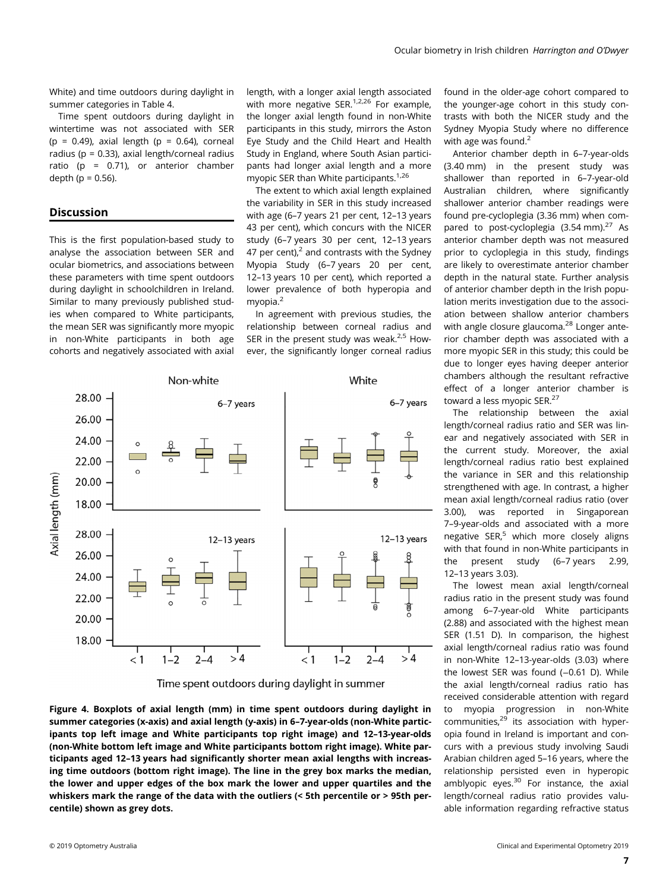White) and time outdoors during daylight in summer categories in Table 4.

Time spent outdoors during daylight in wintertime was not associated with SER ($p = 0.49$), axial length ($p = 0.64$), corneal radius ($p = 0.33$), axial length/corneal radius ratio ($p = 0.71$), or anterior chamber depth ($p = 0.56$).

## Discussion

This is the first population-based study to analyse the association between SER and ocular biometrics, and associations between these parameters with time spent outdoors during daylight in schoolchildren in Ireland. Similar to many previously published studies when compared to White participants, the mean SER was significantly more myopic in non-White participants in both age cohorts and negatively associated with axial length, with a longer axial length associated with more negative SER.[1,2,26] For example, the longer axial length found in non-White participants in this study, mirrors the Aston Eye Study and the Child Heart and Health Study in England, where South Asian participants had longer axial length and a more myopic SER than White participants.[1,26]

The extent to which axial length explained the variability in SER in this study increased with age (6–7 years 21 per cent, 12–13 years 43 per cent), which concurs with the NICER study (6–7 years 30 per cent, 12–13 years 47 per cent),[2] and contrasts with the Sydney Myopia Study (6–7 years 20 per cent, 12–13 years 10 per cent), which reported a lower prevalence of both hyperopia and myopia.[2]

In agreement with previous studies, the relationship between corneal radius and SER in the present study was weak.[2,5] However, the significantly longer corneal radius found in the older-age cohort compared to the younger-age cohort in this study contrasts with both the NICER study and the Sydney Myopia Study where no difference with age was found.[2]

Anterior chamber depth in 6–7-year-olds (3.40 mm) in the present study was shallower than reported in 6–7-year-old Australian children, where significantly shallower anterior chamber readings were found pre-cycloplegia (3.36 mm) when compared to post-cycloplegia (3.54 mm).[27] As anterior chamber depth was not measured prior to cycloplegia in this study, findings are likely to overestimate anterior chamber depth in the natural state. Further analysis of anterior chamber depth in the Irish population merits investigation due to the association between shallow anterior chambers with angle closure glaucoma.[28] Longer anterior chamber depth was associated with a more myopic SER in this study; this could be due to longer eyes having deeper anterior chambers although the resultant refractive effect of a longer anterior chamber is toward a less myopic SER.[27]

The relationship between the axial length/corneal radius ratio and SER was linear and negatively associated with SER in the current study. Moreover, the axial length/corneal radius ratio best explained the variance in SER and this relationship strengthened with age. In contrast, a higher mean axial length/corneal radius ratio (over 3.00), was reported in Singaporean 7–9-year-olds and associated with a more negative SER,[5] which more closely aligns with that found in non-White participants in the present study (6–7 years 2.99, 12–13 years 3.03).

The lowest mean axial length/corneal radius ratio in the present study was found among 6–7-year-old White participants (2.88) and associated with the highest mean SER (1.51 D). In comparison, the highest axial length/corneal radius ratio was found in non-White 12–13-year-olds (3.03) where the lowest SER was found (−0.61 D). While the axial length/corneal radius ratio has received considerable attention with regard to myopia progression in non-White communities,[29] its association with hyperopia found in Ireland is important and concurs with a previous study involving Saudi Arabian children aged 5–16 years, where the relationship persisted even in hyperopic amblyopic eyes.[30] For instance, the axial length/corneal radius ratio provides valuable information regarding refractive status

**Figure 4. Boxplots of axial length (mm) in time spent outdoors during daylight in summer categories (x-axis) and axial length (y-axis) in 6–7-year-olds (non-White participants top left image and White participants top right image) and 12–13-year-olds (non-White bottom left image and White participants bottom right image). White participants aged 12–13 years had significantly shorter mean axial lengths with increasing time outdoors (bottom right image). The line in the grey box marks the median, the lower and upper edges of the box mark the lower and upper quartiles and the whiskers mark the range of the data with the outliers (< 5th percentile or > 95th percentile) shown as grey dots.**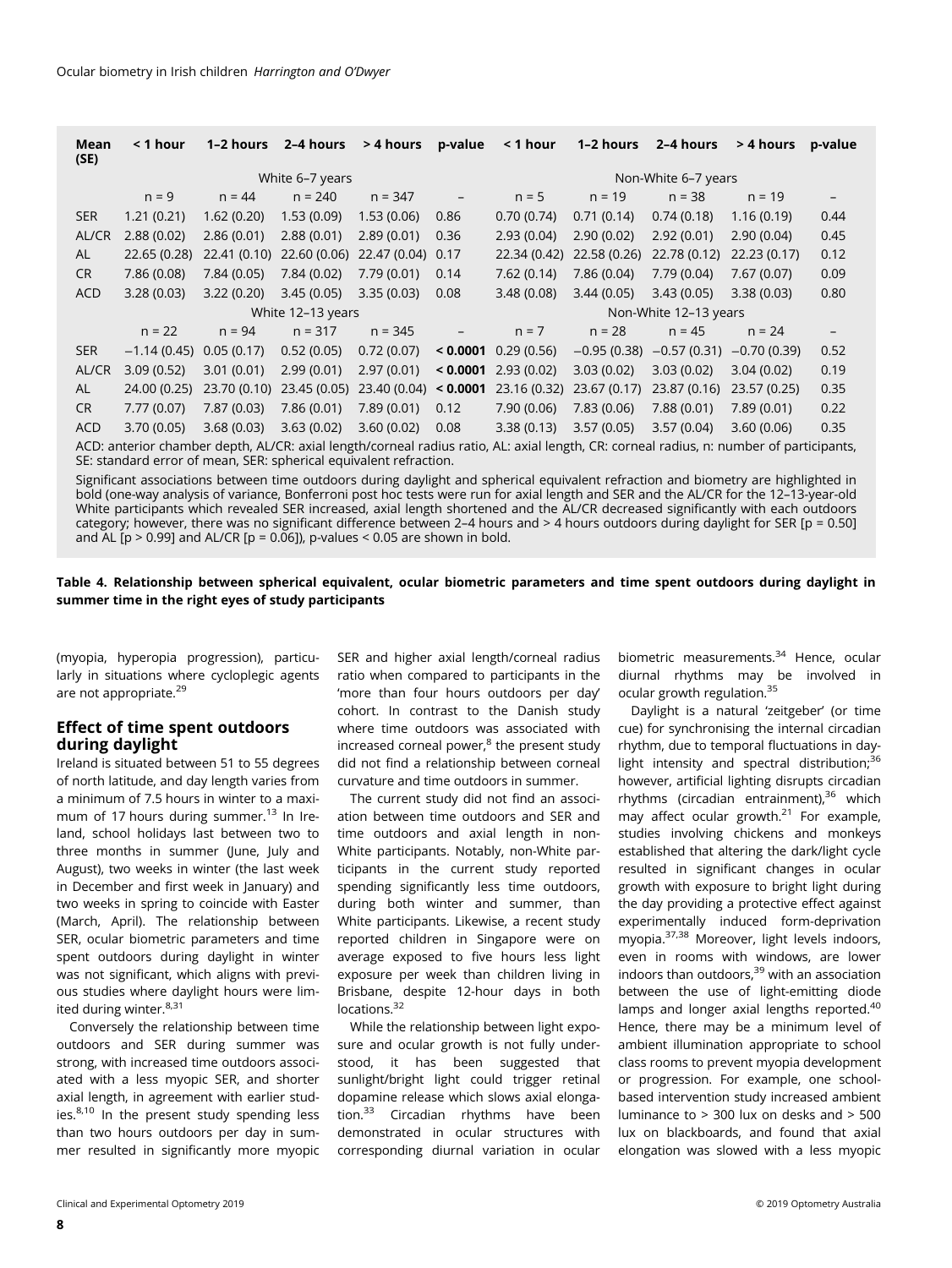| Mean (SE) | < 1 hour | 1–2 hours | 2–4 hours | > 4 hours | p-value | < 1 hour | 1–2 hours | 2–4 hours | > 4 hours | p-value |
|---|---|---|---|---|---|---|---|---|---|---|
| | White 6–7 years | | | | | Non-White 6–7 years | | | | |
| | n = 9 | n = 44 | n = 240 | n = 347 | – | n = 5 | n = 19 | n = 38 | n = 19 | – |
| SER | 1.21 (0.21) | 1.62 (0.20) | 1.53 (0.09) | 1.53 (0.06) | 0.86 | 0.70 (0.74) | 0.71 (0.14) | 0.74 (0.18) | 1.16 (0.19) | 0.44 |
| AL/CR | 2.88 (0.02) | 2.86 (0.01) | 2.88 (0.01) | 2.89 (0.01) | 0.36 | 2.93 (0.04) | 2.90 (0.02) | 2.92 (0.01) | 2.90 (0.04) | 0.45 |
| AL | 22.65 (0.28) | 22.41 (0.10) | 22.60 (0.06) | 22.47 (0.04) | 0.17 | 22.34 (0.42) | 22.58 (0.26) | 22.78 (0.12) | 22.23 (0.17) | 0.12 |
| CR | 7.86 (0.08) | 7.84 (0.05) | 7.84 (0.02) | 7.79 (0.01) | 0.14 | 7.62 (0.14) | 7.86 (0.04) | 7.79 (0.04) | 7.67 (0.07) | 0.09 |
| ACD | 3.28 (0.03) | 3.22 (0.20) | 3.45 (0.05) | 3.35 (0.03) | 0.08 | 3.48 (0.08) | 3.44 (0.05) | 3.43 (0.05) | 3.38 (0.03) | 0.80 |
| | White 12–13 years | | | | | Non-White 12–13 years | | | | |
| | n = 22 | n = 94 | n = 317 | n = 345 | – | n = 7 | n = 28 | n = 45 | n = 24 | – |
| SER | −1.14 (0.45) | 0.05 (0.17) | 0.52 (0.05) | 0.72 (0.07) | **< 0.0001** | 0.29 (0.56) | −0.95 (0.38) | −0.57 (0.31) | −0.70 (0.39) | 0.52 |
| AL/CR | 3.09 (0.52) | 3.01 (0.01) | 2.99 (0.01) | 2.97 (0.01) | **< 0.0001** | 2.93 (0.02) | 3.03 (0.02) | 3.03 (0.02) | 3.04 (0.02) | 0.19 |
| AL | 24.00 (0.25) | 23.70 (0.10) | 23.45 (0.05) | 23.40 (0.04) | **< 0.0001** | 23.16 (0.32) | 23.67 (0.17) | 23.87 (0.16) | 23.57 (0.25) | 0.35 |
| CR | 7.77 (0.07) | 7.87 (0.03) | 7.86 (0.01) | 7.89 (0.01) | 0.12 | 7.90 (0.06) | 7.83 (0.06) | 7.88 (0.01) | 7.89 (0.01) | 0.22 |
| ACD | 3.70 (0.05) | 3.68 (0.03) | 3.63 (0.02) | 3.60 (0.02) | 0.08 | 3.38 (0.13) | 3.57 (0.05) | 3.57 (0.04) | 3.60 (0.06) | 0.35 |

ACD: anterior chamber depth, AL/CR: axial length/corneal radius ratio, AL: axial length, CR: corneal radius, n: number of participants, SE: standard error of mean, SER: spherical equivalent refraction.

Significant associations between time outdoors during daylight and spherical equivalent refraction and biometry are highlighted in bold (one-way analysis of variance, Bonferroni post hoc tests were run for axial length and SER and the AL/CR for the 12–13-year-old White participants which revealed SER increased, axial length shortened and the AL/CR decreased significantly with each outdoors category; however, there was no significant difference between 2–4 hours and > 4 hours outdoors during daylight for SER [p = 0.50] and AL [p > 0.99] and AL/CR [p = 0.06]), p-values < 0.05 are shown in bold.

**Table 4. Relationship between spherical equivalent, ocular biometric parameters and time spent outdoors during daylight in summer time in the right eyes of study participants**

(myopia, hyperopia progression), particularly in situations where cycloplegic agents are not appropriate.[29]

## Effect of time spent outdoors during daylight

Ireland is situated between 51 to 55 degrees of north latitude, and day length varies from a minimum of 7.5 hours in winter to a maximum of 17 hours during summer.[13] In Ireland, school holidays last between two to three months in summer (June, July and August), two weeks in winter (the last week in December and first week in January) and two weeks in spring to coincide with Easter (March, April). The relationship between SER, ocular biometric parameters and time spent outdoors during daylight in winter was not significant, which aligns with previous studies where daylight hours were limited during winter.[8,31]

Conversely the relationship between time outdoors and SER during summer was strong, with increased time outdoors associated with a less myopic SER, and shorter axial length, in agreement with earlier studies.[8,10] In the present study spending less than two hours outdoors per day in summer resulted in significantly more myopic SER and higher axial length/corneal radius ratio when compared to participants in the 'more than four hours outdoors per day' cohort. In contrast to the Danish study where time outdoors was associated with increased corneal power,[8] the present study did not find a relationship between corneal curvature and time outdoors in summer.

The current study did not find an association between time outdoors and SER and time outdoors and axial length in non-White participants. Notably, non-White participants in the current study reported spending significantly less time outdoors, during both winter and summer, than White participants. Likewise, a recent study reported children in Singapore were on average exposed to five hours less light exposure per week than children living in Brisbane, despite 12-hour days in both locations.[32]

While the relationship between light exposure and ocular growth is not fully understood, it has been suggested that sunlight/bright light could trigger retinal dopamine release which slows axial elongation.[33] Circadian rhythms have been demonstrated in ocular structures with corresponding diurnal variation in ocular biometric measurements.[34] Hence, ocular diurnal rhythms may be involved in ocular growth regulation.[35]

Daylight is a natural 'zeitgeber' (or time cue) for synchronising the internal circadian rhythm, due to temporal fluctuations in daylight intensity and spectral distribution;[36] however, artificial lighting disrupts circadian rhythms (circadian entrainment),[36] which may affect ocular growth.[21] For example, studies involving chickens and monkeys established that altering the dark/light cycle resulted in significant changes in ocular growth with exposure to bright light during the day providing a protective effect against experimentally induced form-deprivation myopia.[37,38] Moreover, light levels indoors, even in rooms with windows, are lower indoors than outdoors,[39] with an association between the use of light-emitting diode lamps and longer axial lengths reported.[40] Hence, there may be a minimum level of ambient illumination appropriate to school class rooms to prevent myopia development or progression. For example, one school-based intervention study increased ambient luminance to > 300 lux on desks and > 500 lux on blackboards, and found that axial elongation was slowed with a less myopic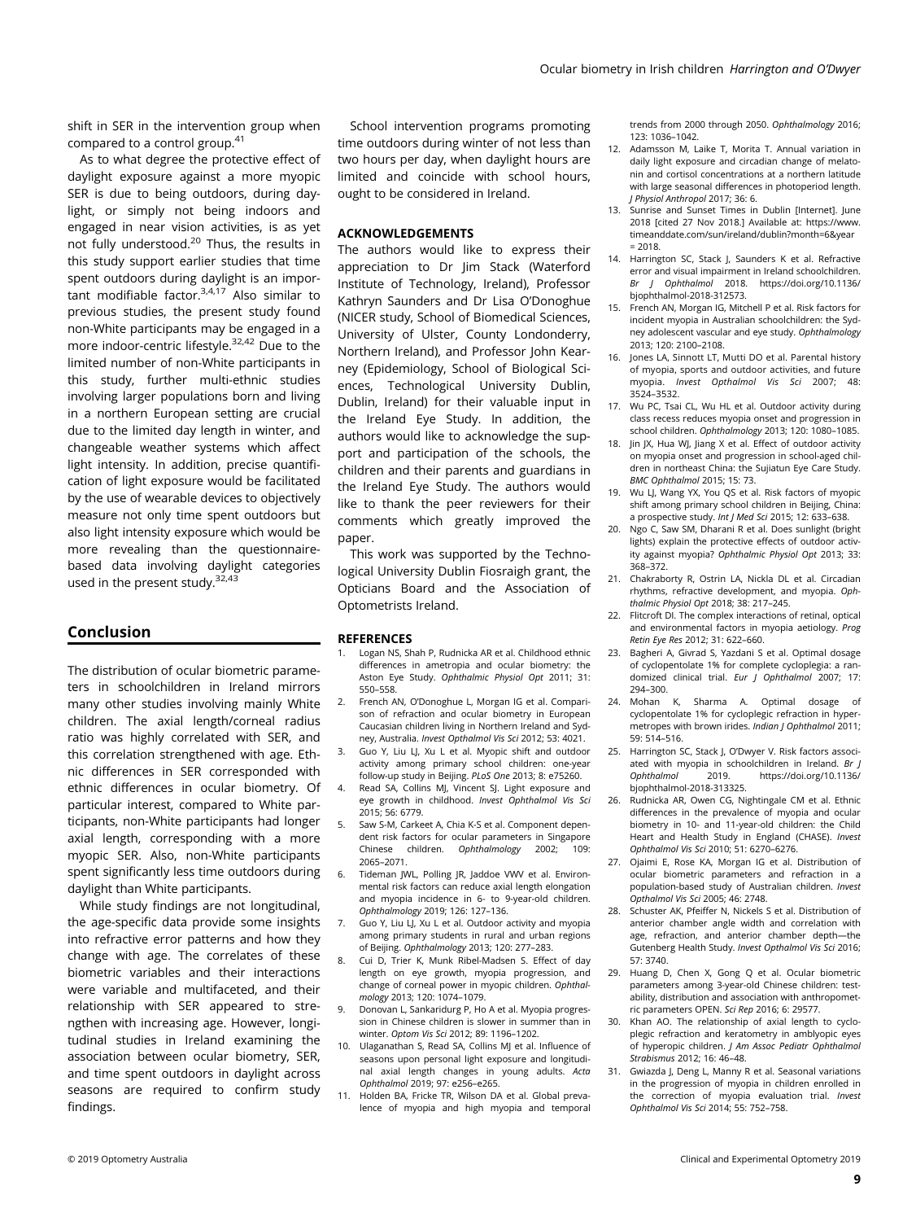shift in SER in the intervention group when compared to a control group.[41]

As to what degree the protective effect of daylight exposure against a more myopic SER is due to being outdoors, during daylight, or simply not being indoors and engaged in near vision activities, is as yet not fully understood.[20] Thus, the results in this study support earlier studies that time spent outdoors during daylight is an important modifiable factor.[3,4,17] Also similar to previous studies, the present study found non-White participants may be engaged in a more indoor-centric lifestyle.[32,42] Due to the limited number of non-White participants in this study, further multi-ethnic studies involving larger populations born and living in a northern European setting are crucial due to the limited day length in winter, and changeable weather systems which affect light intensity. In addition, precise quantification of light exposure would be facilitated by the use of wearable devices to objectively measure not only time spent outdoors but also light intensity exposure which would be more revealing than the questionnaire-based data involving daylight categories used in the present study.[32,43]

## Conclusion

The distribution of ocular biometric parameters in schoolchildren in Ireland mirrors many other studies involving mainly White children. The axial length/corneal radius ratio was highly correlated with SER, and this correlation strengthened with age. Ethnic differences in SER corresponded with ethnic differences in ocular biometry. Of particular interest, compared to White participants, non-White participants had longer axial length, corresponding with a more myopic SER. Also, non-White participants spent significantly less time outdoors during daylight than White participants.

While study findings are not longitudinal, the age-specific data provide some insights into refractive error patterns and how they change with age. The correlates of these biometric variables and their interactions were variable and multifaceted, and their relationship with SER appeared to strengthen with increasing age. However, longitudinal studies in Ireland examining the association between ocular biometry, SER, and time spent outdoors in daylight across seasons are required to confirm study findings.

School intervention programs promoting time outdoors during winter of not less than two hours per day, when daylight hours are limited and coincide with school hours, ought to be considered in Ireland.

## ACKNOWLEDGEMENTS

The authors would like to express their appreciation to Dr Jim Stack (Waterford Institute of Technology, Ireland), Professor Kathryn Saunders and Dr Lisa O'Donoghue (NICER study, School of Biomedical Sciences, University of Ulster, County Londonderry, Northern Ireland), and Professor John Kearney (Epidemiology, School of Biological Sciences, Technological University Dublin, Dublin, Ireland) for their valuable input in the Ireland Eye Study. In addition, the authors would like to acknowledge the support and participation of the schools, the children and their parents and guardians in the Ireland Eye Study. The authors would like to thank the peer reviewers for their comments which greatly improved the paper.

This work was supported by the Technological University Dublin Fiosraigh grant, the Opticians Board and the Association of Optometrists Ireland.

## REFERENCES

1. Logan NS, Shah P, Rudnicka AR et al. Childhood ethnic differences in ametropia and ocular biometry: the Aston Eye Study. *Ophthalmic Physiol Opt* 2011; 31: 550–558.
2. French AN, O'Donoghue L, Morgan IG et al. Comparison of refraction and ocular biometry in European Caucasian children living in Northern Ireland and Sydney, Australia. *Invest Opthalmol Vis Sci* 2012; 53: 4021.
3. Guo Y, Liu LJ, Xu L et al. Myopic shift and outdoor activity among primary school children: one-year follow-up study in Beijing. *PLoS One* 2013; 8: e75260.
4. Read SA, Collins MJ, Vincent SJ. Light exposure and eye growth in childhood. *Invest Ophthalmol Vis Sci* 2015; 56: 6779.
5. Saw S-M, Carkeet A, Chia K-S et al. Component dependent risk factors for ocular parameters in Singapore Chinese children. *Ophthalmology* 2002; 109: 2065–2071.
6. Tideman JWL, Polling JR, Jaddoe VWV et al. Environmental risk factors can reduce axial length elongation and myopia incidence in 6- to 9-year-old children. *Ophthalmology* 2019; 126: 127–136.
7. Guo Y, Liu LJ, Xu L et al. Outdoor activity and myopia among primary students in rural and urban regions of Beijing. *Ophthalmology* 2013; 120: 277–283.
8. Cui D, Trier K, Munk Ribel-Madsen S. Effect of day length on eye growth, myopia progression, and change of corneal power in myopic children. *Ophthalmology* 2013; 120: 1074–1079.
9. Donovan L, Sankaridurg P, Ho A et al. Myopia progression in Chinese children is slower in summer than in winter. *Optom Vis Sci* 2012; 89: 1196–1202.
10. Ulaganathan S, Read SA, Collins MJ et al. Influence of seasons upon personal light exposure and longitudinal axial length changes in young adults. *Acta Ophthalmol* 2019; 97: e256–e265.
11. Holden BA, Fricke TR, Wilson DA et al. Global prevalence of myopia and high myopia and temporal trends from 2000 through 2050. *Ophthalmology* 2016; 123: 1036–1042.
12. Adamsson M, Laike T, Morita T. Annual variation in daily light exposure and circadian change of melatonin and cortisol concentrations at a northern latitude with large seasonal differences in photoperiod length. *J Physiol Anthropol* 2017; 36: 6.
13. Sunrise and Sunset Times in Dublin [Internet]. June 2018 [cited 27 Nov 2018.] Available at: https://www.timeanddate.com/sun/ireland/dublin?month=6&year=2018.
14. Harrington SC, Stack J, Saunders K et al. Refractive error and visual impairment in Ireland schoolchildren. *Br J Ophthalmol* 2018. https://doi.org/10.1136/bjophthalmol-2018-312573.
15. French AN, Morgan IG, Mitchell P et al. Risk factors for incident myopia in Australian schoolchildren: the Sydney adolescent vascular and eye study. *Ophthalmology* 2013; 120: 2100–2108.
16. Jones LA, Sinnott LT, Mutti DO et al. Parental history of myopia, sports and outdoor activities, and future myopia. *Invest Opthalmol Vis Sci* 2007; 48: 3524–3532.
17. Wu PC, Tsai CL, Wu HL et al. Outdoor activity during class recess reduces myopia onset and progression in school children. *Ophthalmology* 2013; 120: 1080–1085.
18. Jin JX, Hua WJ, Jiang X et al. Effect of outdoor activity on myopia onset and progression in school-aged children in northeast China: the Sujiatun Eye Care Study. *BMC Ophthalmol* 2015; 15: 73.
19. Wu LJ, Wang YX, You QS et al. Risk factors of myopic shift among primary school children in Beijing, China: a prospective study. *Int J Med Sci* 2015; 12: 633–638.
20. Ngo C, Saw SM, Dharani R et al. Does sunlight (bright lights) explain the protective effects of outdoor activity against myopia? *Ophthalmic Physiol Opt* 2013; 33: 368–372.
21. Chakraborty R, Ostrin LA, Nickla DL et al. Circadian rhythms, refractive development, and myopia. *Ophthalmic Physiol Opt* 2018; 38: 217–245.
22. Flitcroft DI. The complex interactions of retinal, optical and environmental factors in myopia aetiology. *Prog Retin Eye Res* 2012; 31: 622–660.
23. Bagheri A, Givrad S, Yazdani S et al. Optimal dosage of cyclopentolate 1% for complete cycloplegia: a randomized clinical trial. *Eur J Ophthalmol* 2007; 17: 294–300.
24. Mohan K, Sharma A. Optimal dosage of cyclopentolate 1% for cycloplegic refraction in hypermetropes with brown irides. *Indian J Ophthalmol* 2011; 59: 514–516.
25. Harrington SC, Stack J, O'Dwyer V. Risk factors associated with myopia in schoolchildren in Ireland. *Br J Ophthalmol* 2019. https://doi.org/10.1136/bjophthalmol-2018-313325.
26. Rudnicka AR, Owen CG, Nightingale CM et al. Ethnic differences in the prevalence of myopia and ocular biometry in 10- and 11-year-old children: the Child Heart and Health Study in England (CHASE). *Invest Ophthalmol Vis Sci* 2010; 51: 6270–6276.
27. Ojaimi E, Rose KA, Morgan IG et al. Distribution of ocular biometric parameters and refraction in a population-based study of Australian children. *Invest Opthalmol Vis Sci* 2005; 46: 2748.
28. Schuster AK, Pfeiffer N, Nickels S et al. Distribution of anterior chamber angle width and correlation with age, refraction, and anterior chamber depth—the Gutenberg Health Study. *Invest Opthalmol Vis Sci* 2016; 57: 3740.
29. Huang D, Chen X, Gong Q et al. Ocular biometric parameters among 3-year-old Chinese children: testability, distribution and association with anthropometric parameters OPEN. *Sci Rep* 2016; 6: 29577.
30. Khan AO. The relationship of axial length to cycloplegic refraction and keratometry in amblyopic eyes of hyperopic children. *J Am Assoc Pediatr Ophthalmol Strabismus* 2012; 16: 46–48.
31. Gwiazda J, Deng L, Manny R et al. Seasonal variations in the progression of myopia in children enrolled in the correction of myopia evaluation trial. *Invest Ophthalmol Vis Sci* 2014; 55: 752–758.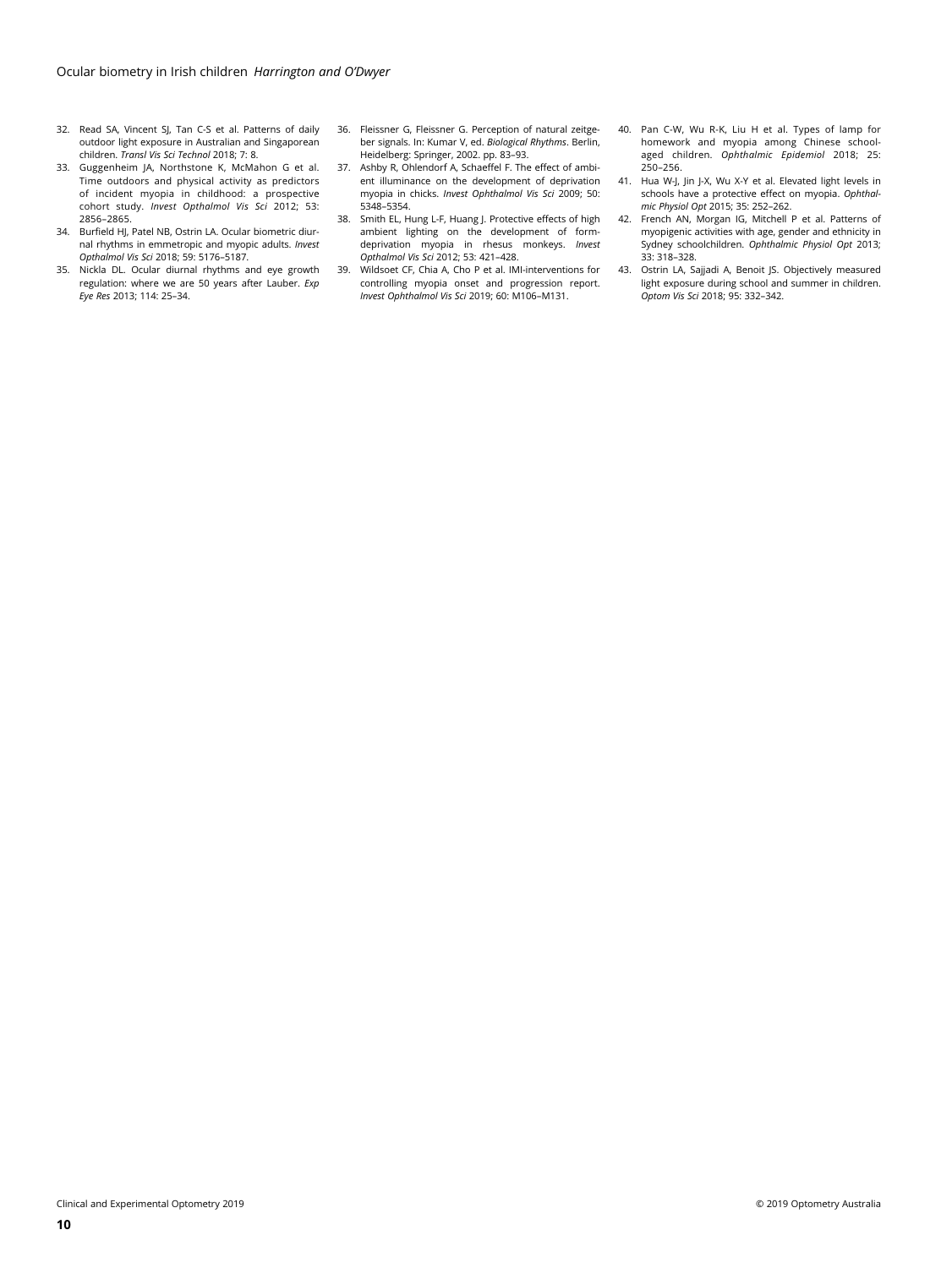32. Read SA, Vincent SJ, Tan C-S et al. Patterns of daily outdoor light exposure in Australian and Singaporean children. *Transl Vis Sci Technol* 2018; 7: 8.
33. Guggenheim JA, Northstone K, McMahon G et al. Time outdoors and physical activity as predictors of incident myopia in childhood: a prospective cohort study. *Invest Opthalmol Vis Sci* 2012; 53: 2856–2865.
34. Burfield HJ, Patel NB, Ostrin LA. Ocular biometric diurnal rhythms in emmetropic and myopic adults. *Invest Opthalmol Vis Sci* 2018; 59: 5176–5187.
35. Nickla DL. Ocular diurnal rhythms and eye growth regulation: where we are 50 years after Lauber. *Exp Eye Res* 2013; 114: 25–34.
36. Fleissner G, Fleissner G. Perception of natural zeitgeber signals. In: Kumar V, ed. *Biological Rhythms*. Berlin, Heidelberg: Springer, 2002. pp. 83–93.
37. Ashby R, Ohlendorf A, Schaeffel F. The effect of ambient illuminance on the development of deprivation myopia in chicks. *Invest Ophthalmol Vis Sci* 2009; 50: 5348–5354.
38. Smith EL, Hung L-F, Huang J. Protective effects of high ambient lighting on the development of form-deprivation myopia in rhesus monkeys. *Invest Opthalmol Vis Sci* 2012; 53: 421–428.
39. Wildsoet CF, Chia A, Cho P et al. IMI-interventions for controlling myopia onset and progression report. *Invest Ophthalmol Vis Sci* 2019; 60: M106–M131.
40. Pan C-W, Wu R-K, Liu H et al. Types of lamp for homework and myopia among Chinese school-aged children. *Ophthalmic Epidemiol* 2018; 25: 250–256.
41. Hua W-J, Jin J-X, Wu X-Y et al. Elevated light levels in schools have a protective effect on myopia. *Ophthalmic Physiol Opt* 2015; 35: 252–262.
42. French AN, Morgan IG, Mitchell P et al. Patterns of myopigenic activities with age, gender and ethnicity in Sydney schoolchildren. *Ophthalmic Physiol Opt* 2013; 33: 318–328.
43. Ostrin LA, Sajjadi A, Benoit JS. Objectively measured light exposure during school and summer in children. *Optom Vis Sci* 2018; 95: 332–342.